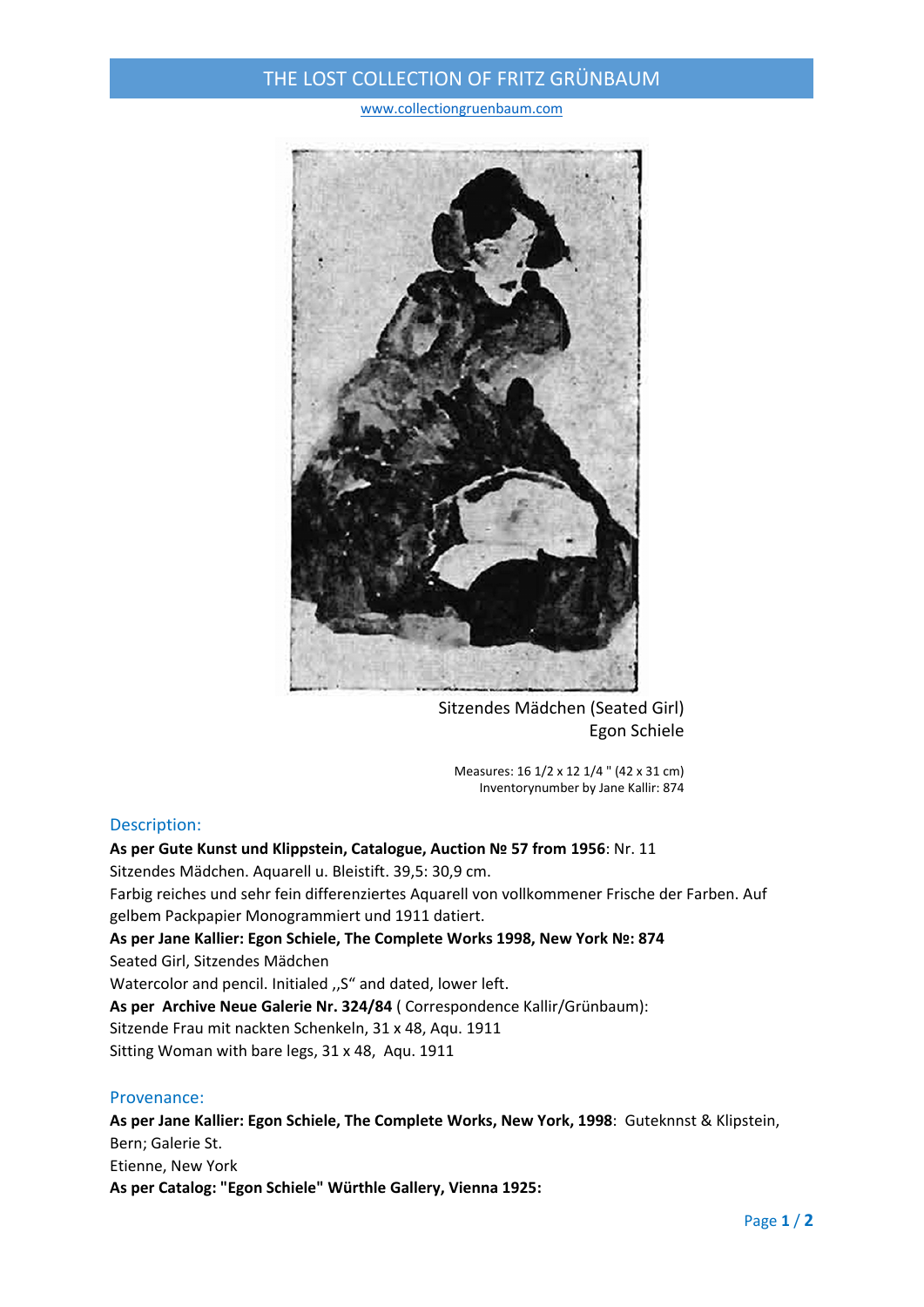# THE LOST COLLECTION OF FRITZ GRÜNBAUM

www.collectiongruenbaum.com

Sitzendes Mädchen (Seated Girl)
Egon Schiele

Measures: 16 1/2 x 12 1/4 " (42 x 31 cm)
Inventorynumber by Jane Kallir: 874

## Description:

**As per Gute Kunst und Klippstein, Catalogue, Auction № 57 from 1956**: Nr. 11
Sitzendes Mädchen. Aquarell u. Bleistift. 39,5: 30,9 cm.
Farbig reiches und sehr fein differenziertes Aquarell von vollkommener Frische der Farben. Auf gelbem Packpapier Monogrammiert und 1911 datiert.

**As per Jane Kallier: Egon Schiele, The Complete Works 1998, New York №: 874**
Seated Girl, Sitzendes Mädchen
Watercolor and pencil. Initialed ,,S" and dated, lower left.

**As per Archive Neue Galerie Nr. 324/84** ( Correspondence Kallir/Grünbaum):
Sitzende Frau mit nackten Schenkeln, 31 x 48, Aqu. 1911
Sitting Woman with bare legs, 31 x 48, Aqu. 1911

## Provenance:

**As per Jane Kallier: Egon Schiele, The Complete Works, New York, 1998**: Guteknnst & Klipstein, Bern; Galerie St.
Etienne, New York

**As per Catalog: "Egon Schiele" Würthle Gallery, Vienna 1925:**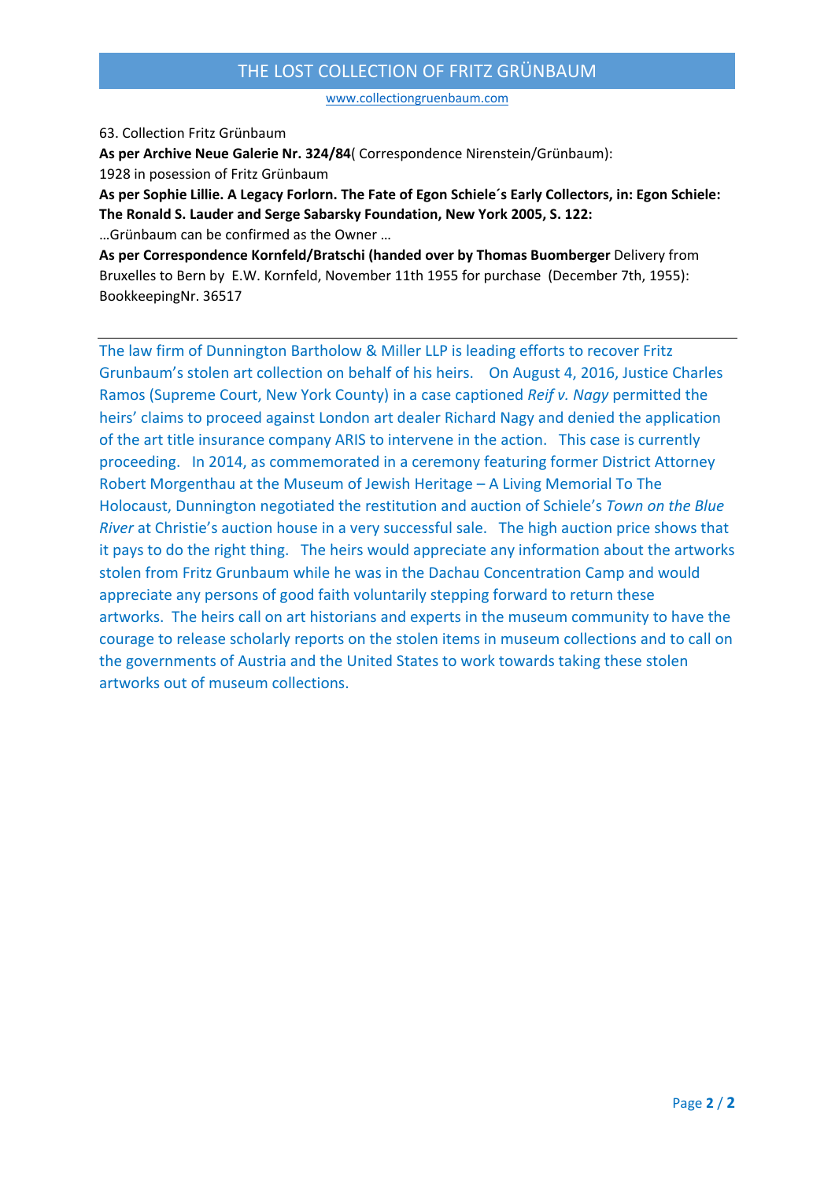63. Collection Fritz Grünbaum

**As per Archive Neue Galerie Nr. 324/84**( Correspondence Nirenstein/Grünbaum):
1928 in posession of Fritz Grünbaum

**As per Sophie Lillie. A Legacy Forlorn. The Fate of Egon Schiele´s Early Collectors, in: Egon Schiele: The Ronald S. Lauder and Serge Sabarsky Foundation, New York 2005, S. 122:**
…Grünbaum can be confirmed as the Owner …

**As per Correspondence Kornfeld/Bratschi (handed over by Thomas Buomberger** Delivery from Bruxelles to Bern by E.W. Kornfeld, November 11th 1955 for purchase (December 7th, 1955): BookkeepingNr. 36517

---

The law firm of Dunnington Bartholow & Miller LLP is leading efforts to recover Fritz Grunbaum's stolen art collection on behalf of his heirs. On August 4, 2016, Justice Charles Ramos (Supreme Court, New York County) in a case captioned *Reif v. Nagy* permitted the heirs' claims to proceed against London art dealer Richard Nagy and denied the application of the art title insurance company ARIS to intervene in the action. This case is currently proceeding. In 2014, as commemorated in a ceremony featuring former District Attorney Robert Morgenthau at the Museum of Jewish Heritage – A Living Memorial To The Holocaust, Dunnington negotiated the restitution and auction of Schiele's *Town on the Blue River* at Christie's auction house in a very successful sale. The high auction price shows that it pays to do the right thing. The heirs would appreciate any information about the artworks stolen from Fritz Grunbaum while he was in the Dachau Concentration Camp and would appreciate any persons of good faith voluntarily stepping forward to return these artworks. The heirs call on art historians and experts in the museum community to have the courage to release scholarly reports on the stolen items in museum collections and to call on the governments of Austria and the United States to work towards taking these stolen artworks out of museum collections.